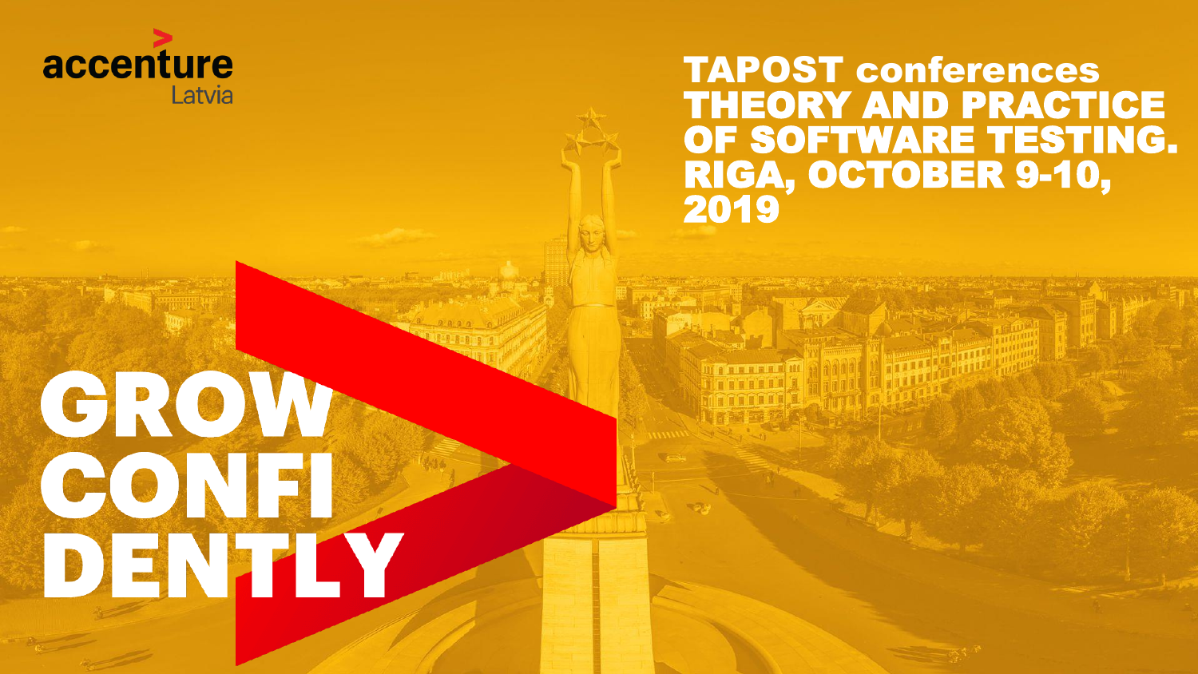accenture
Latvia

# TAPOST conferences THEORY AND PRACTICE OF SOFTWARE TESTING. RIGA, OCTOBER 9-10, 2019

GROW CONFI DENTLY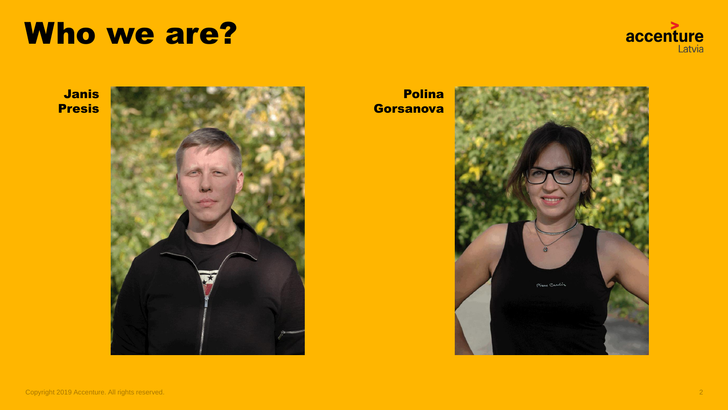# Who we are?

**Janis Presis**

**Polina Gorsanova**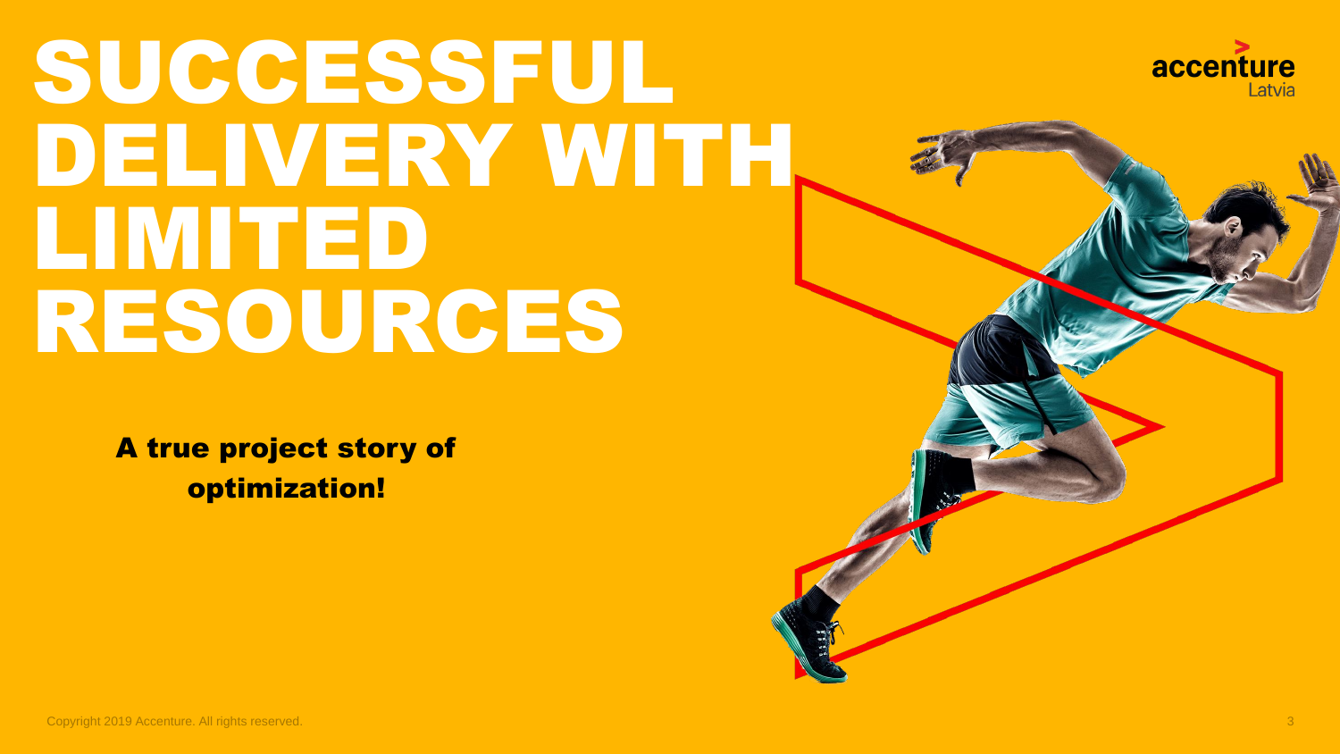# SUCCESSFUL DELIVERY WITH LIMITED RESOURCES

**A true project story of optimization!**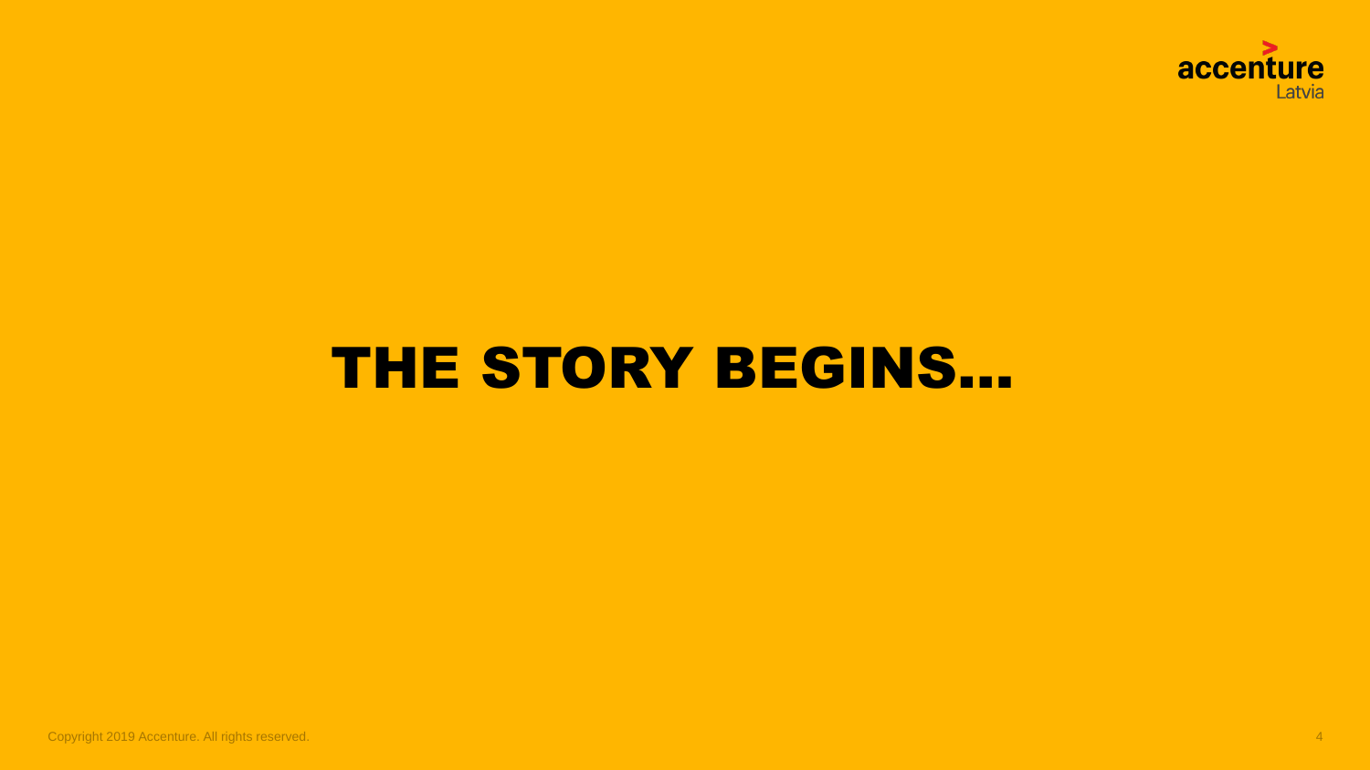# THE STORY BEGINS…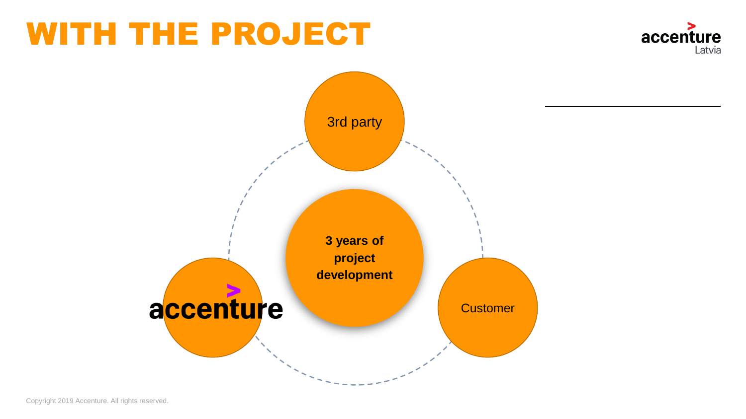# WITH THE PROJECT

3rd party

**3 years of project development**

accenture

Customer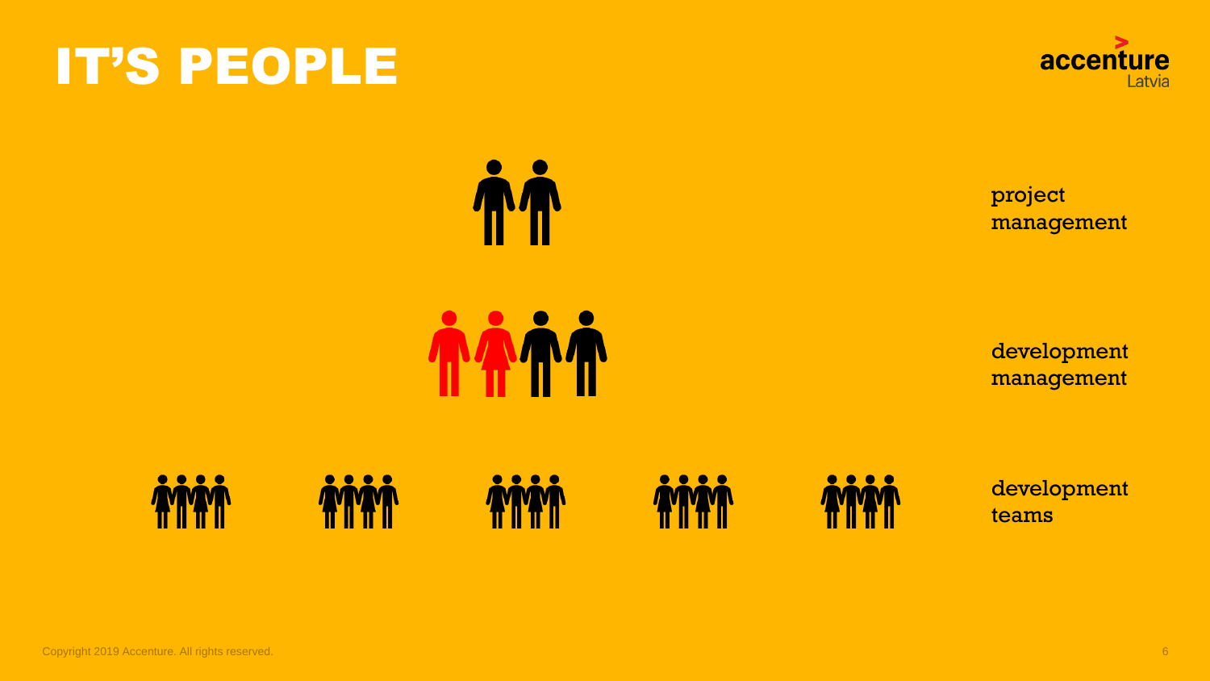# IT'S PEOPLE

project management

development management

development teams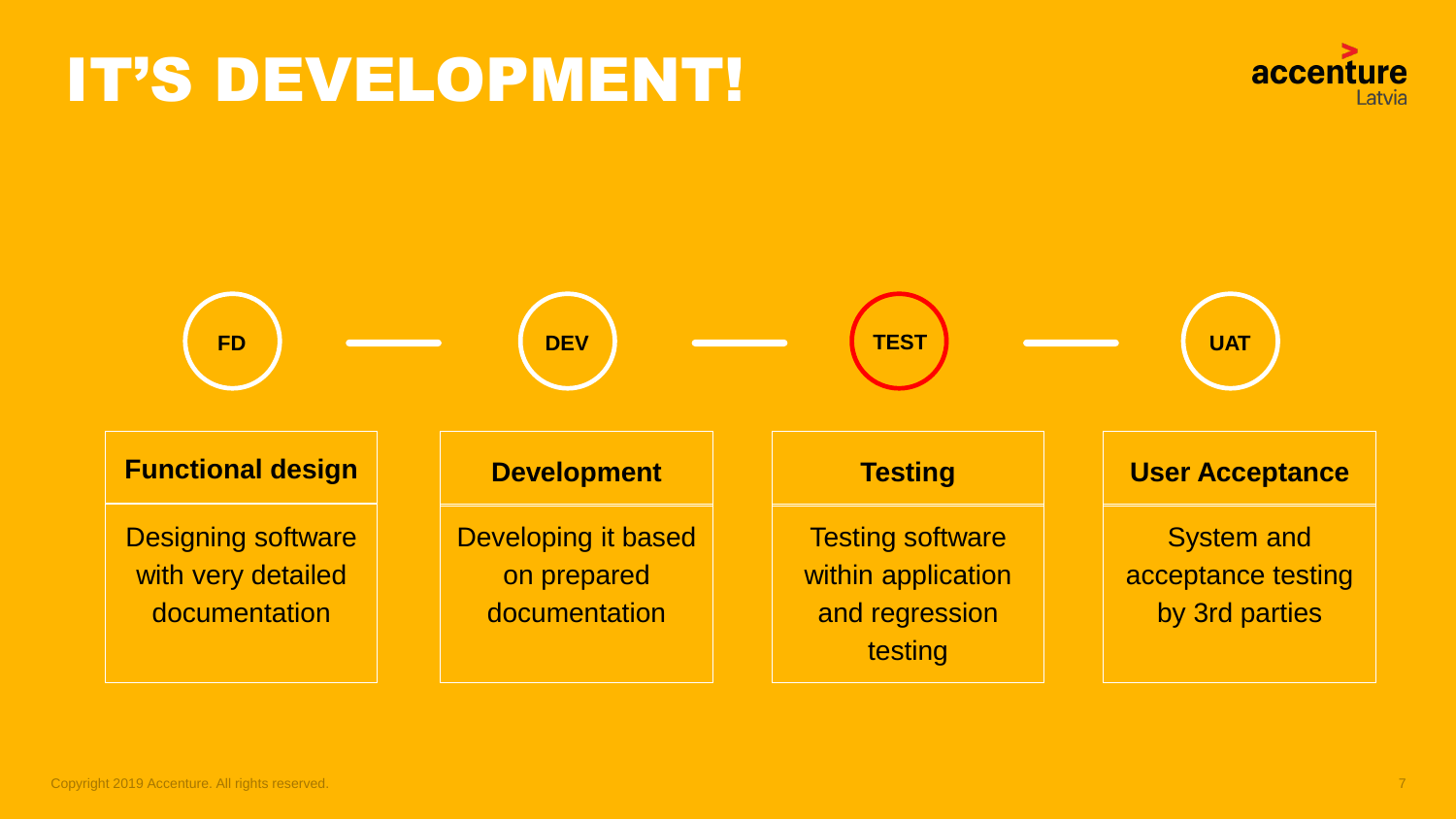# IT'S DEVELOPMENT!

FD — DEV — TEST — UAT

| Functional design | Development | Testing | User Acceptance |
| --- | --- | --- | --- |
| Designing software with very detailed documentation | Developing it based on prepared documentation | Testing software within application and regression testing | System and acceptance testing by 3rd parties |

Copyright 2019 Accenture. All rights reserved.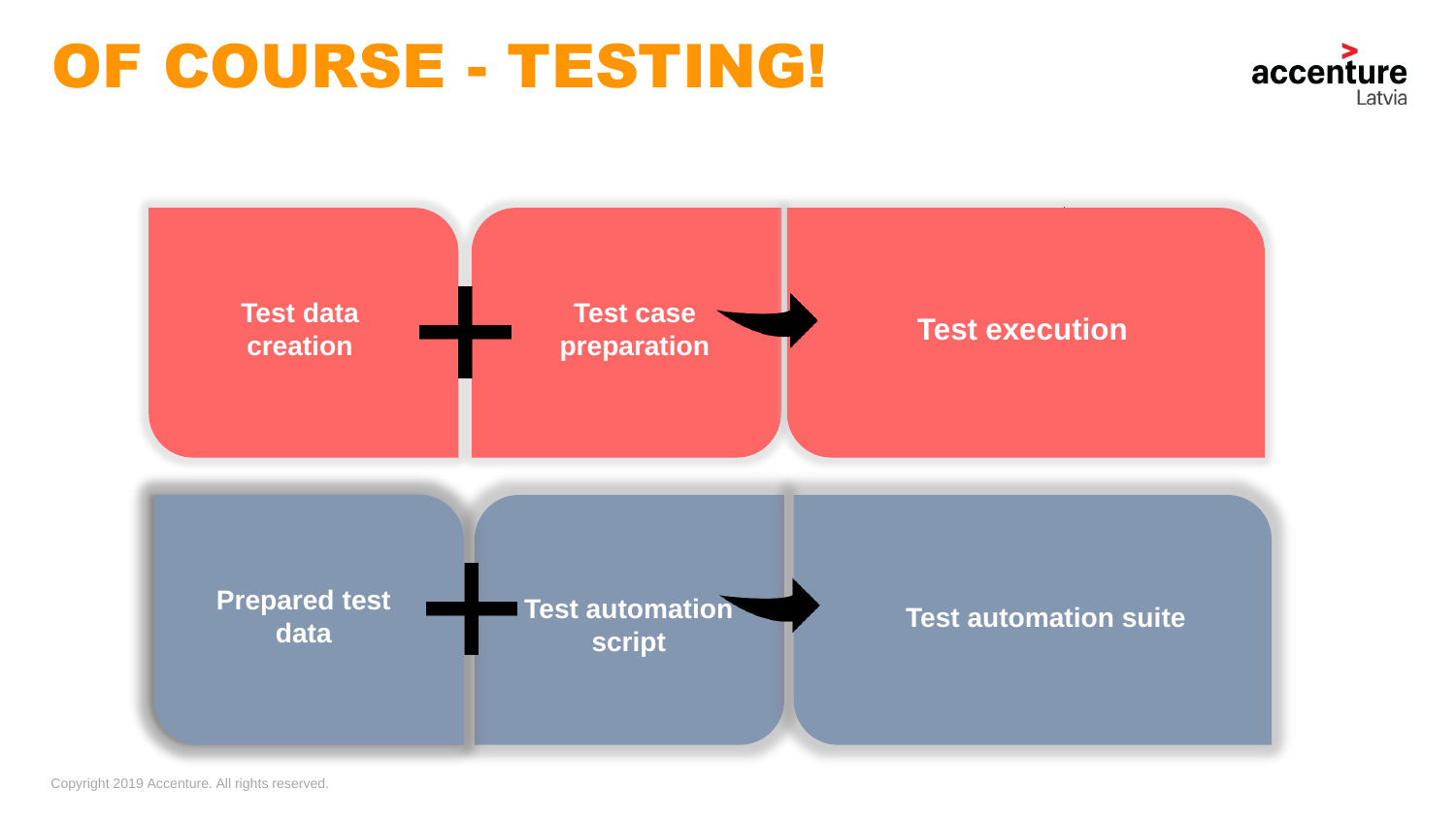# OF COURSE - TESTING!

Test data creation + Test case preparation → Test execution

Prepared test data + Test automation script → Test automation suite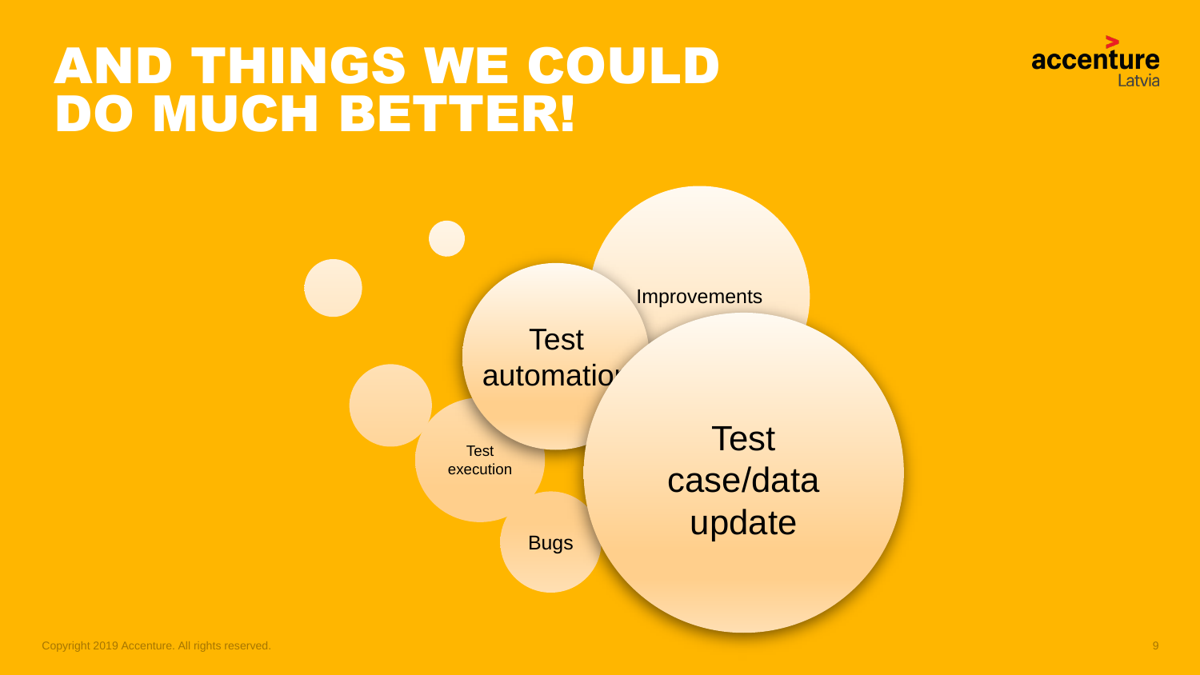# AND THINGS WE COULD DO MUCH BETTER!

- Improvements
- Test automation
- Test case/data update
- Test execution
- Bugs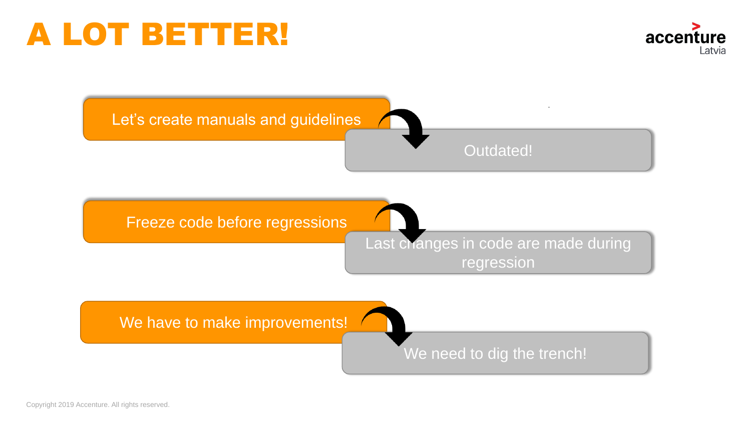# A LOT BETTER!

- Let's create manuals and guidelines → Outdated!
- Freeze code before regressions → Last changes in code are made during regression
- We have to make improvements! → We need to dig the trench!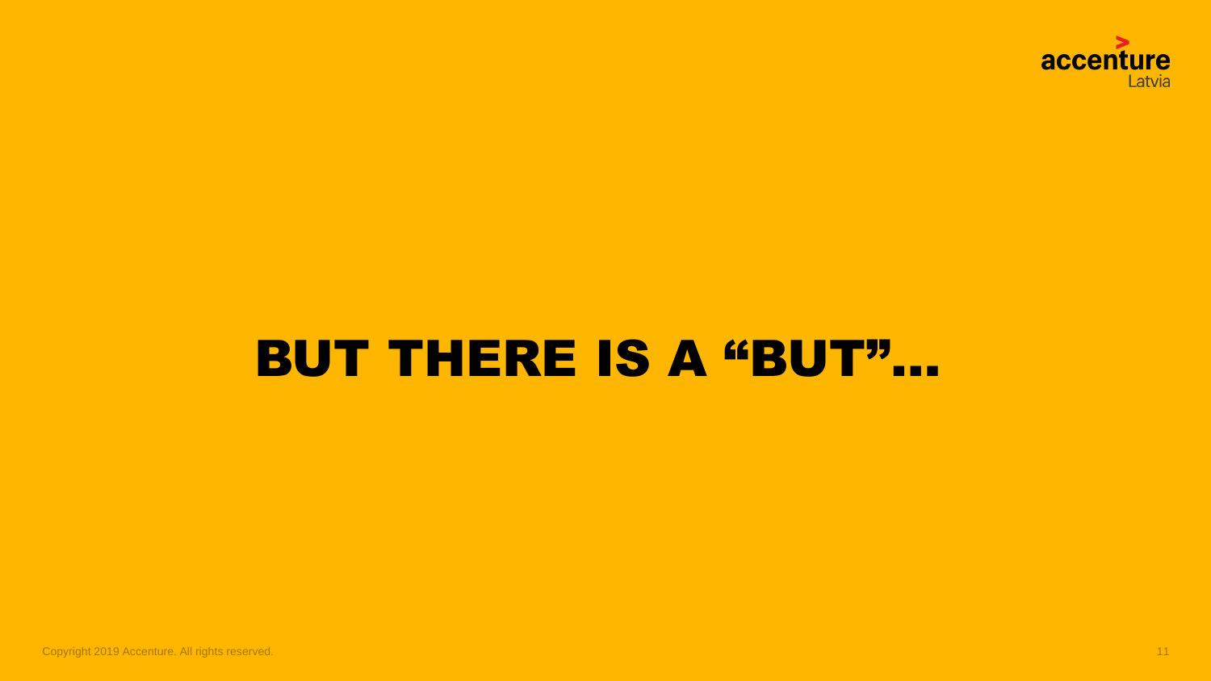# BUT THERE IS A "BUT"...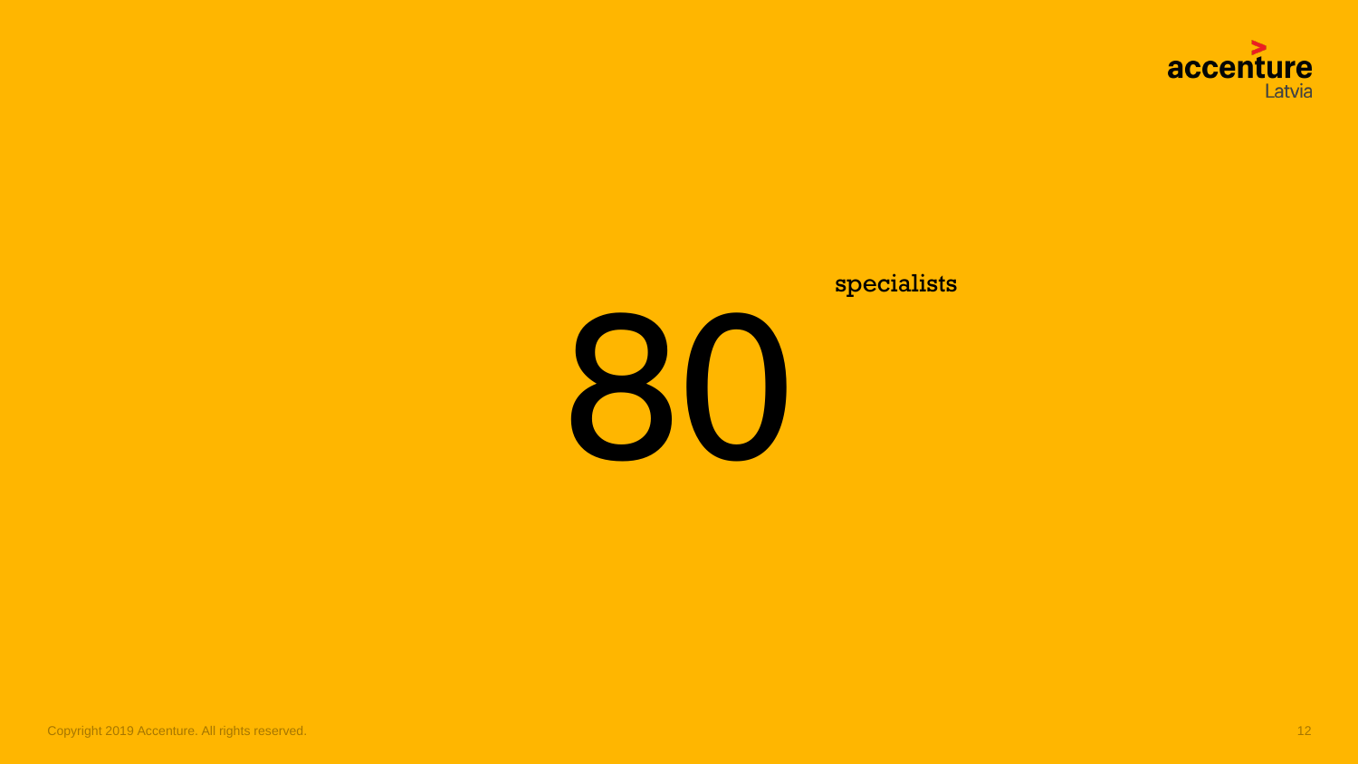80

specialists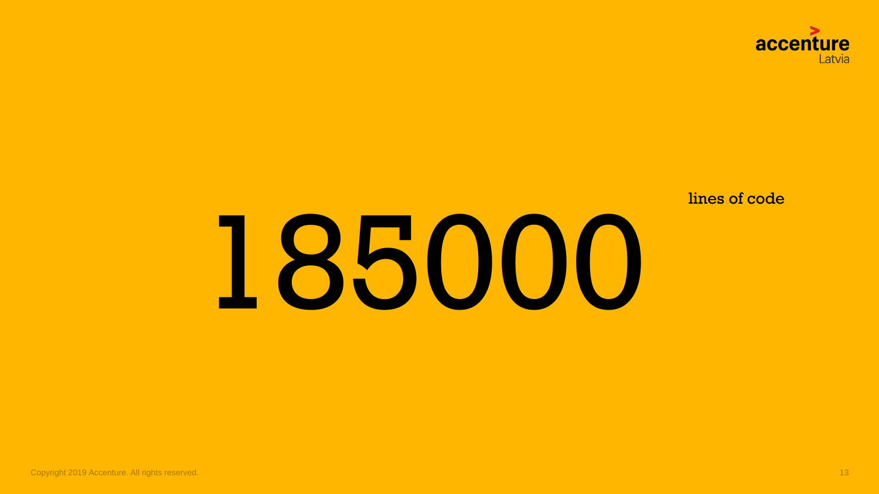# 185000

lines of code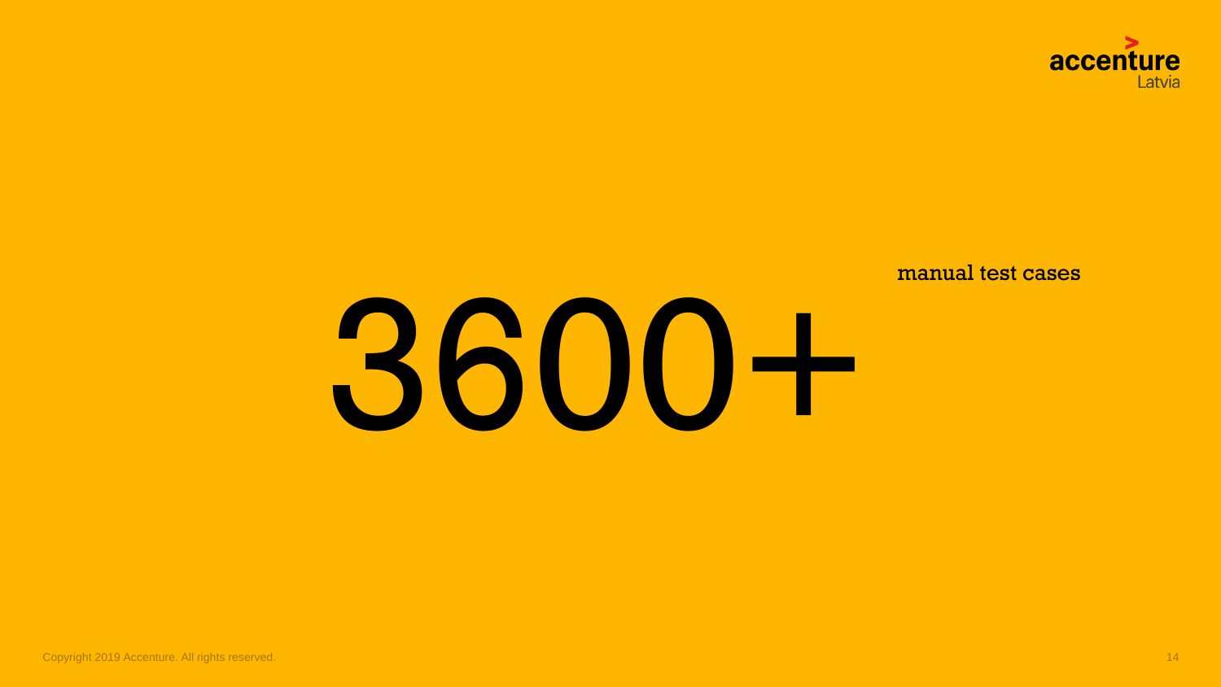# 3600+

manual test cases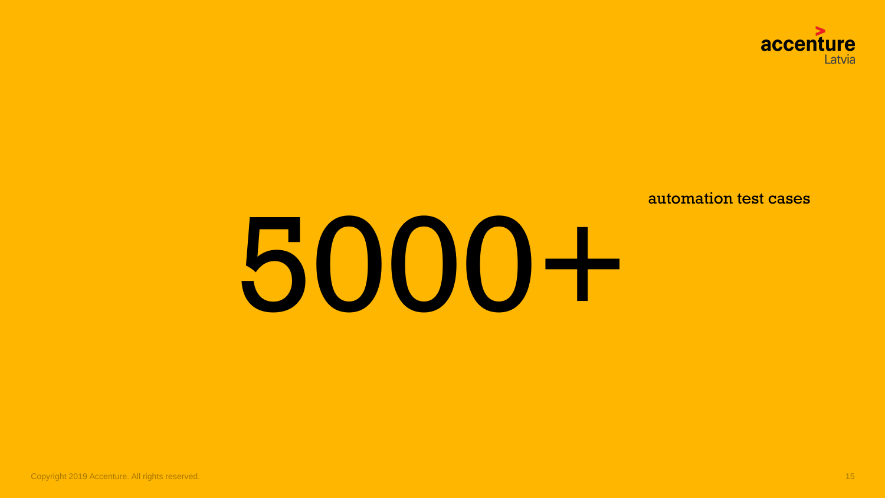# 5000+

automation test cases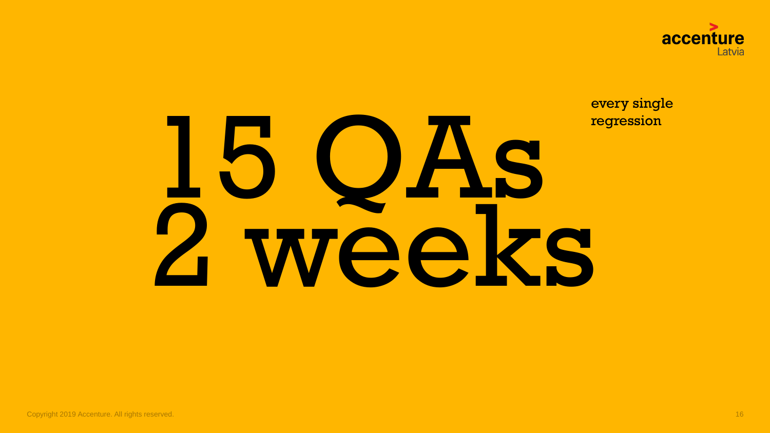# 15 QAs
# 2 weeks

every single regression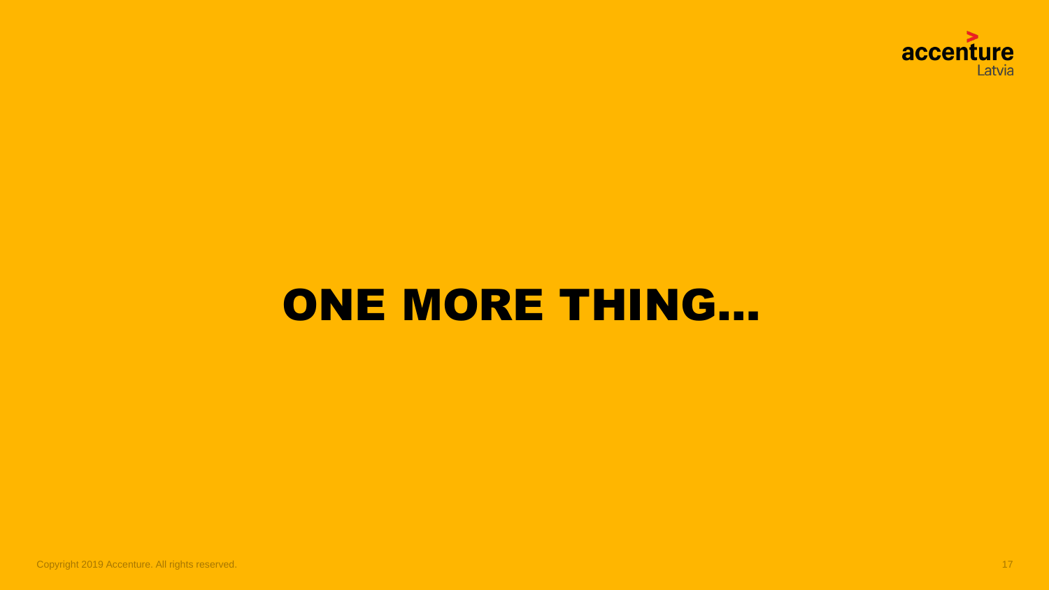# ONE MORE THING…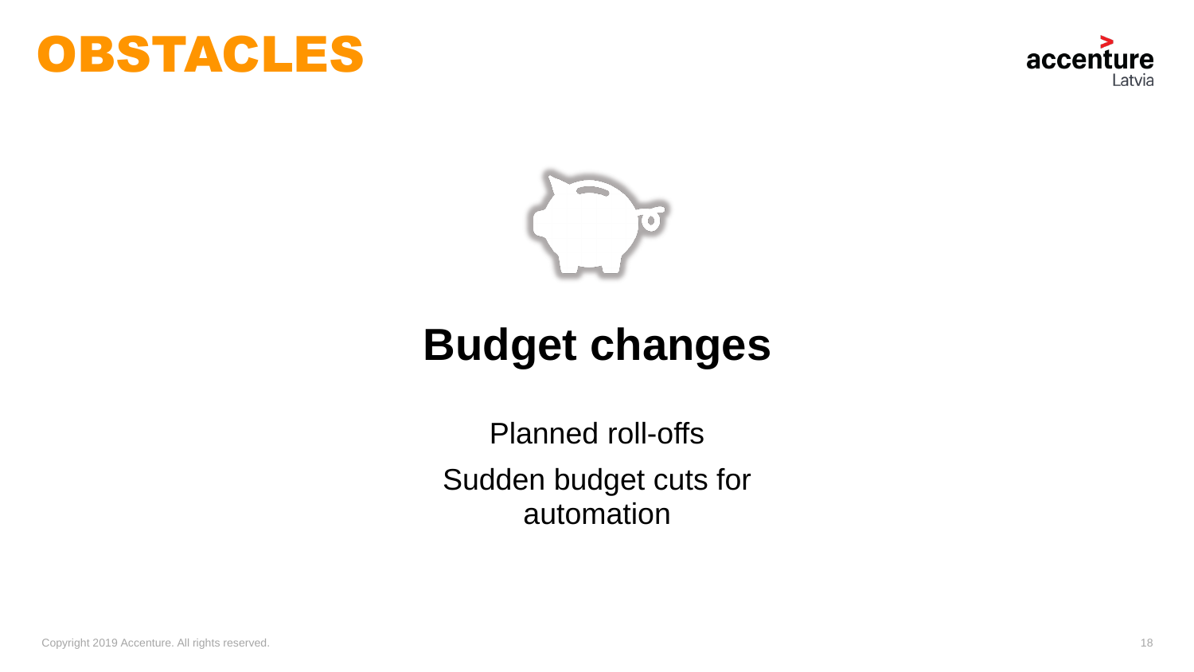# OBSTACLES

## Budget changes

Planned roll-offs

Sudden budget cuts for automation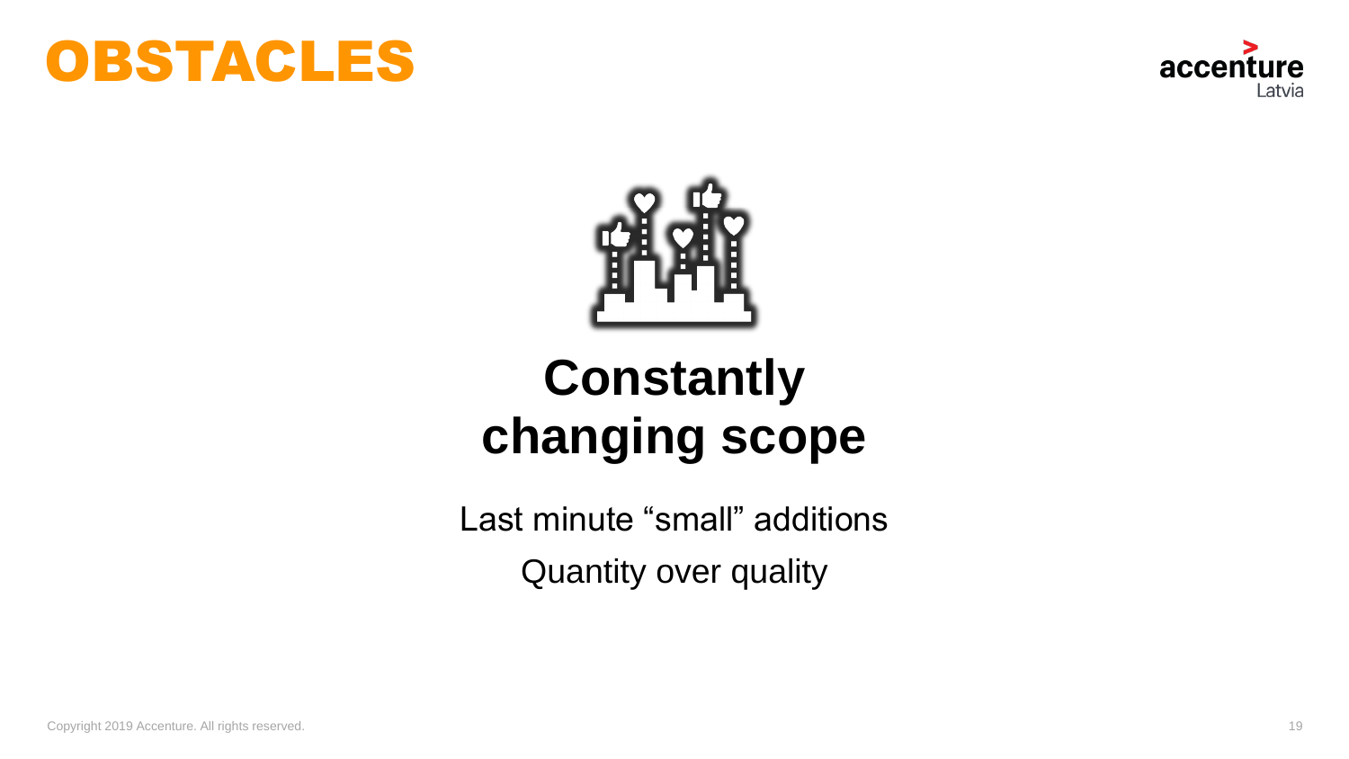# OBSTACLES

## Constantly changing scope

Last minute “small” additions

Quantity over quality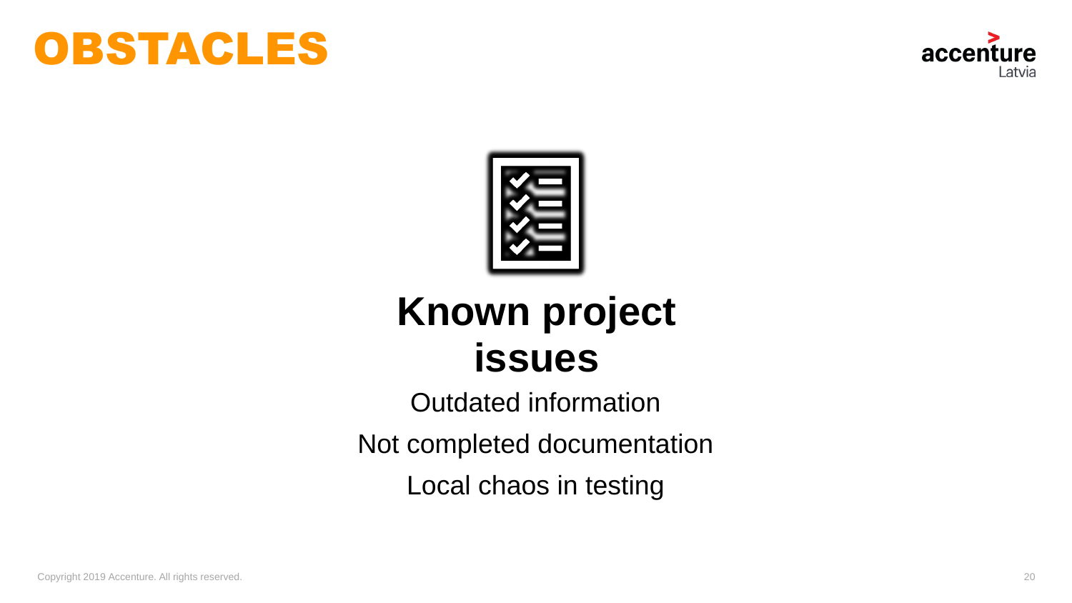# OBSTACLES

## Known project issues

Outdated information

Not completed documentation

Local chaos in testing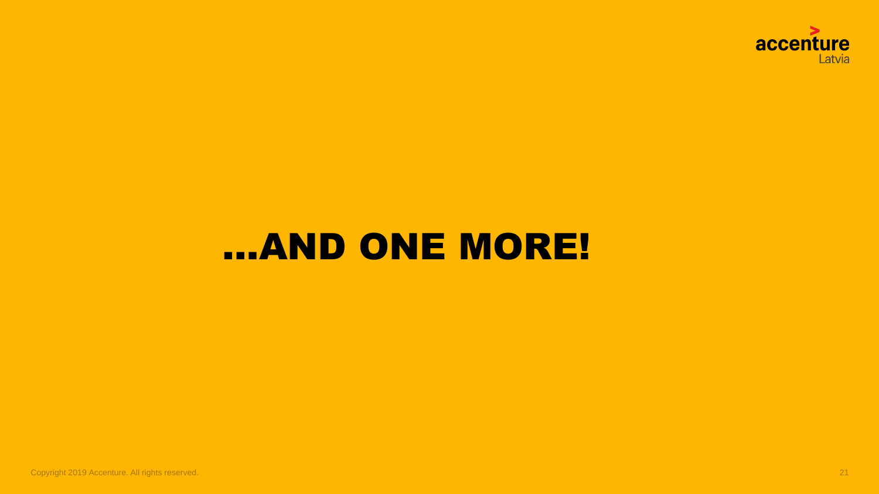# …AND ONE MORE!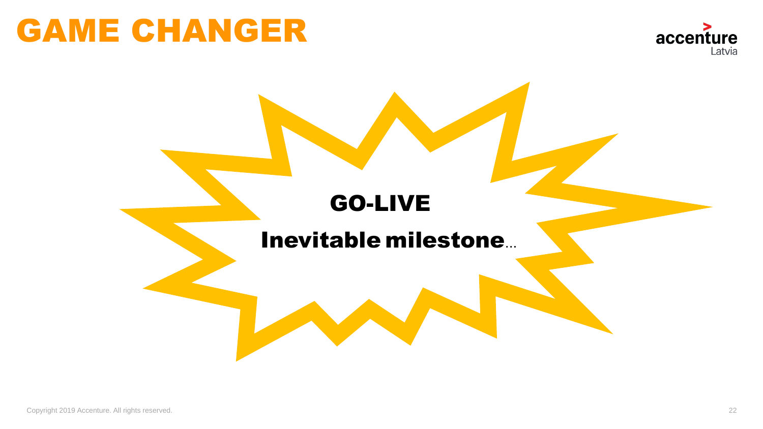# GAME CHANGER

**GO-LIVE**

**Inevitable milestone**...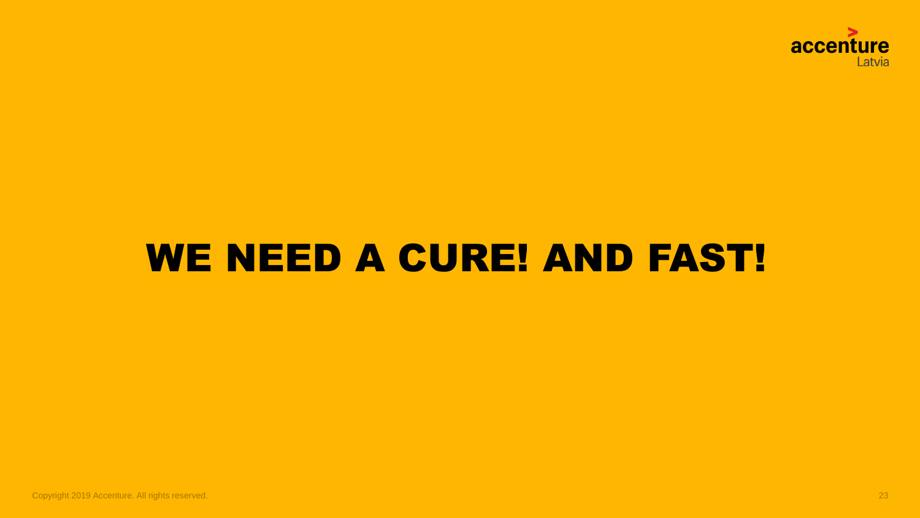# WE NEED A CURE! AND FAST!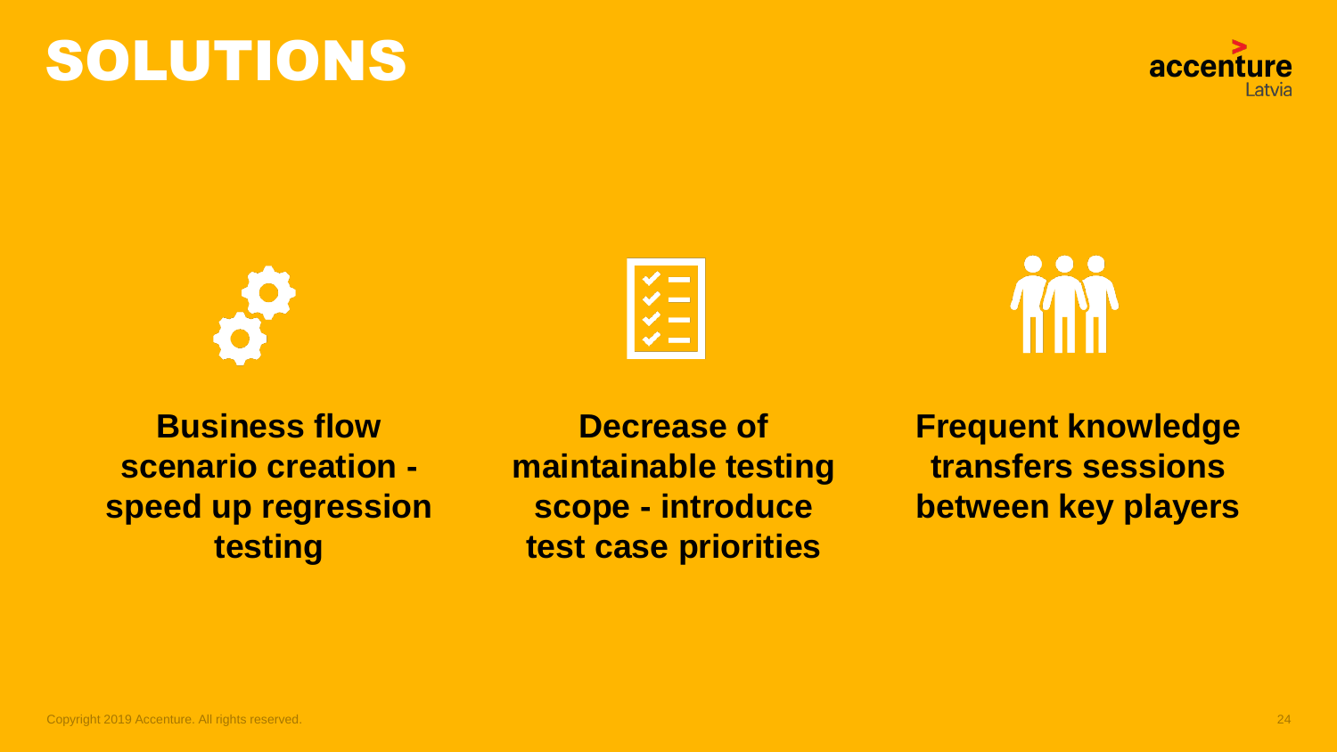# SOLUTIONS

**Business flow scenario creation - speed up regression testing**

**Decrease of maintainable testing scope - introduce test case priorities**

**Frequent knowledge transfers sessions between key players**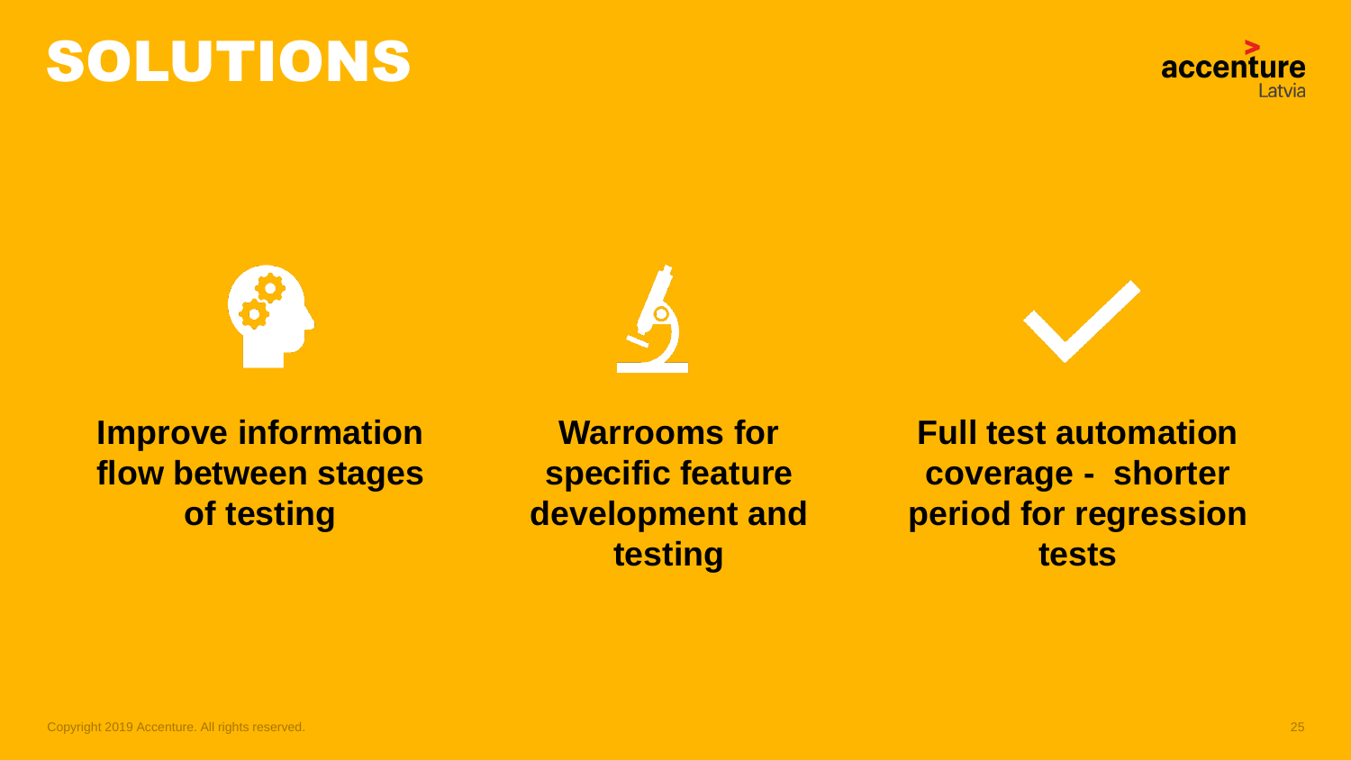# SOLUTIONS

**Improve information flow between stages of testing**

**Warrooms for specific feature development and testing**

**Full test automation coverage - shorter period for regression tests**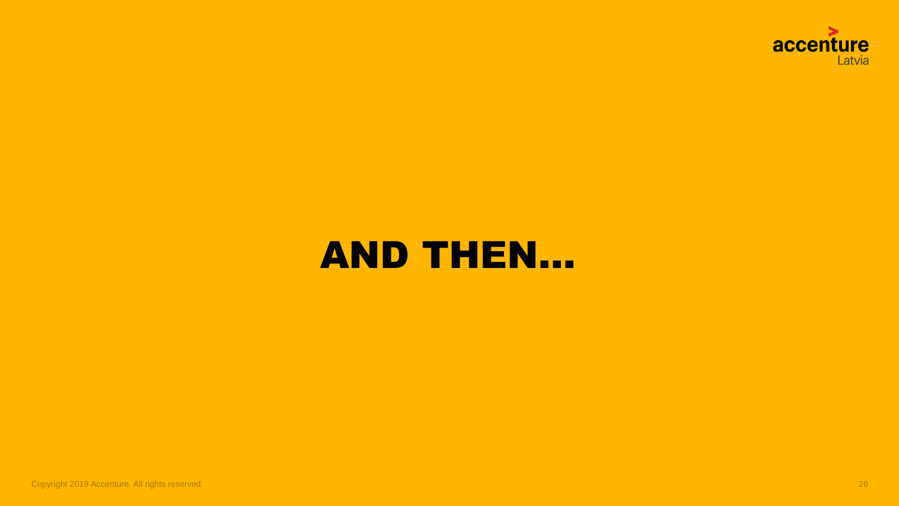# AND THEN…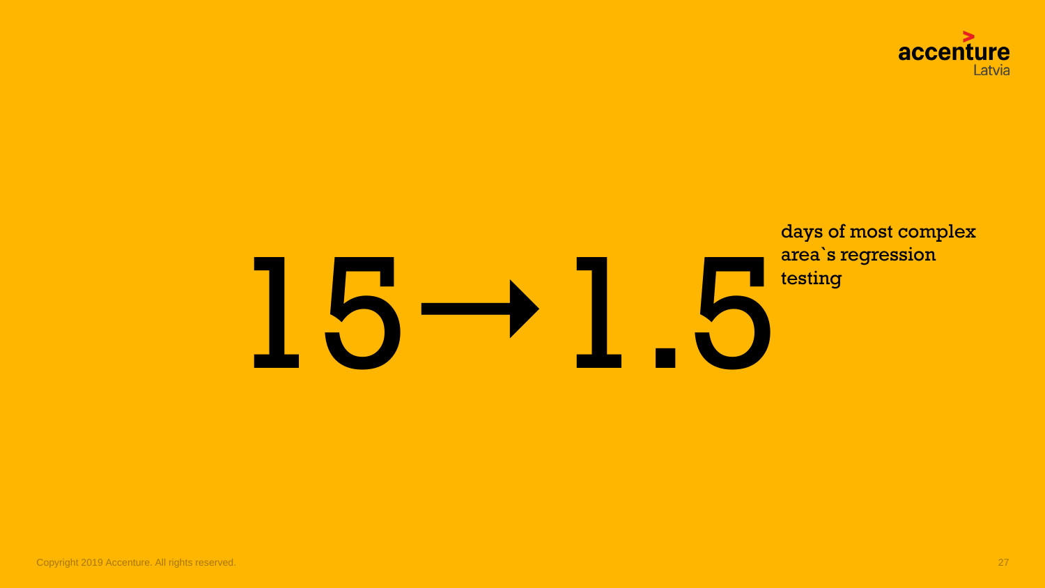# 15→1.5

days of most complex area`s regression testing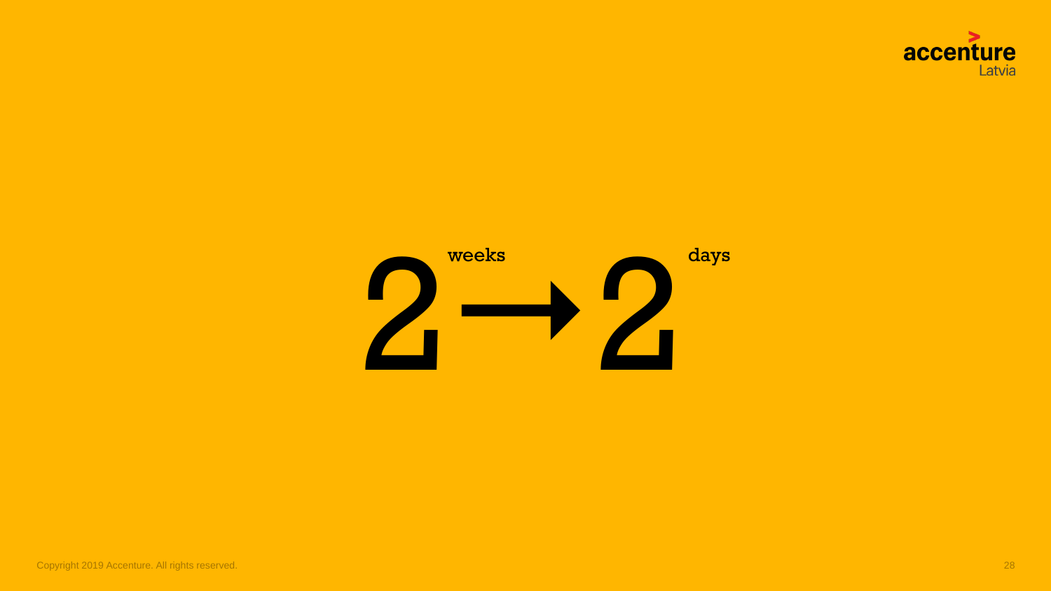2 weeks → 2 days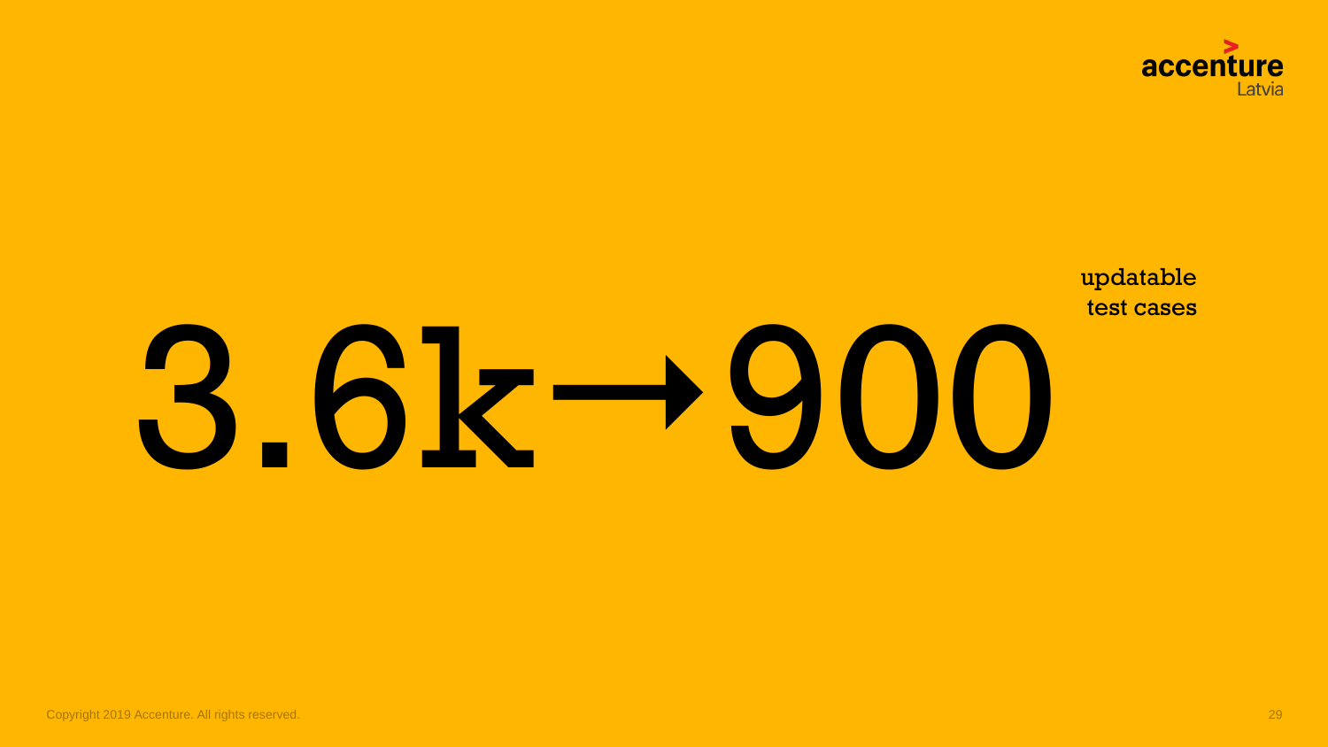# 3.6k→900

updatable test cases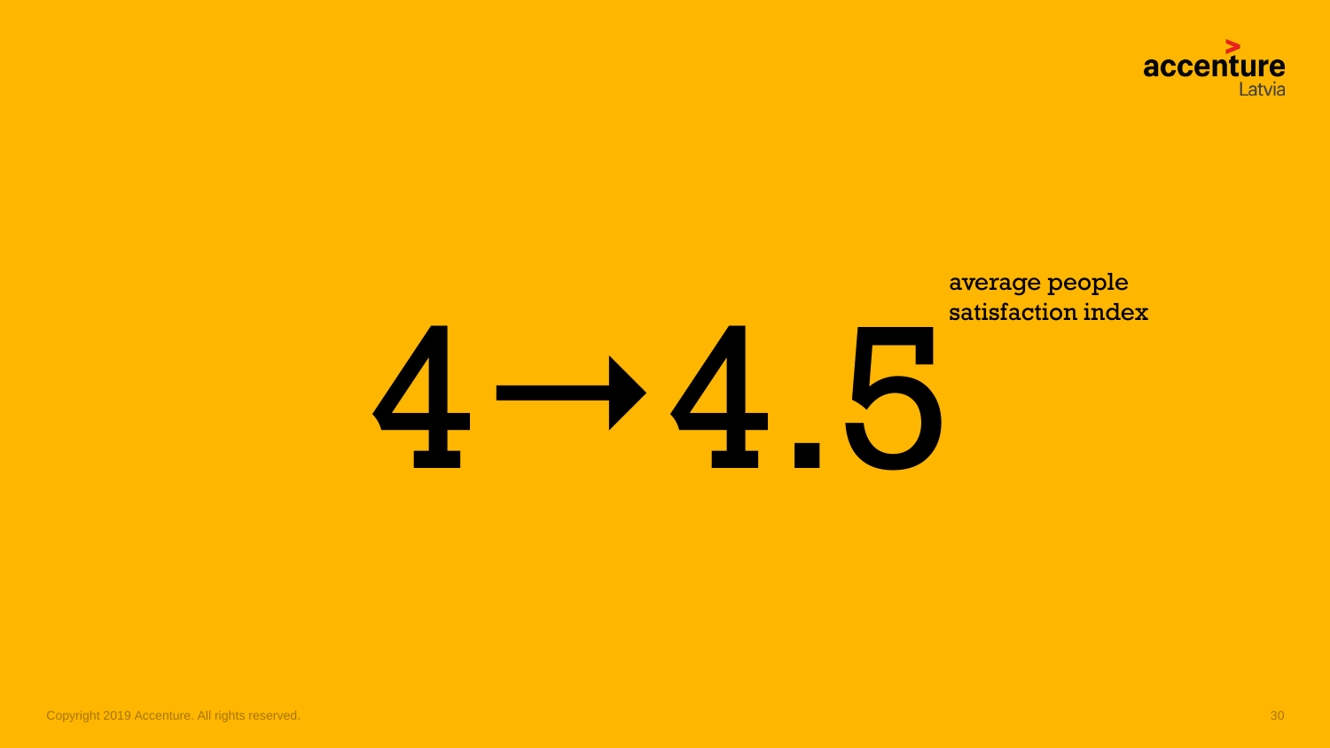# 4 → 4.5

average people satisfaction index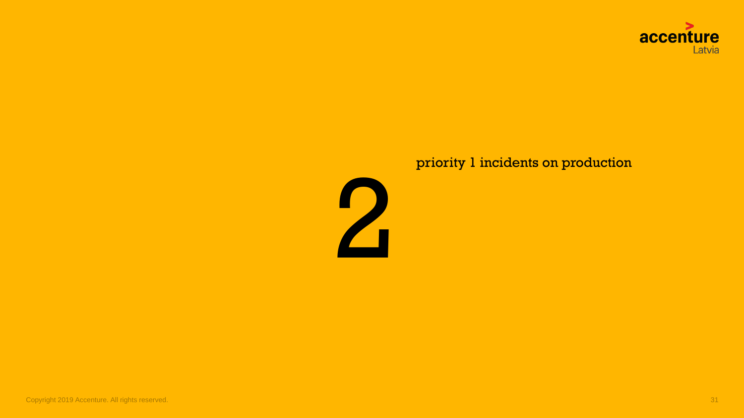# 2

priority 1 incidents on production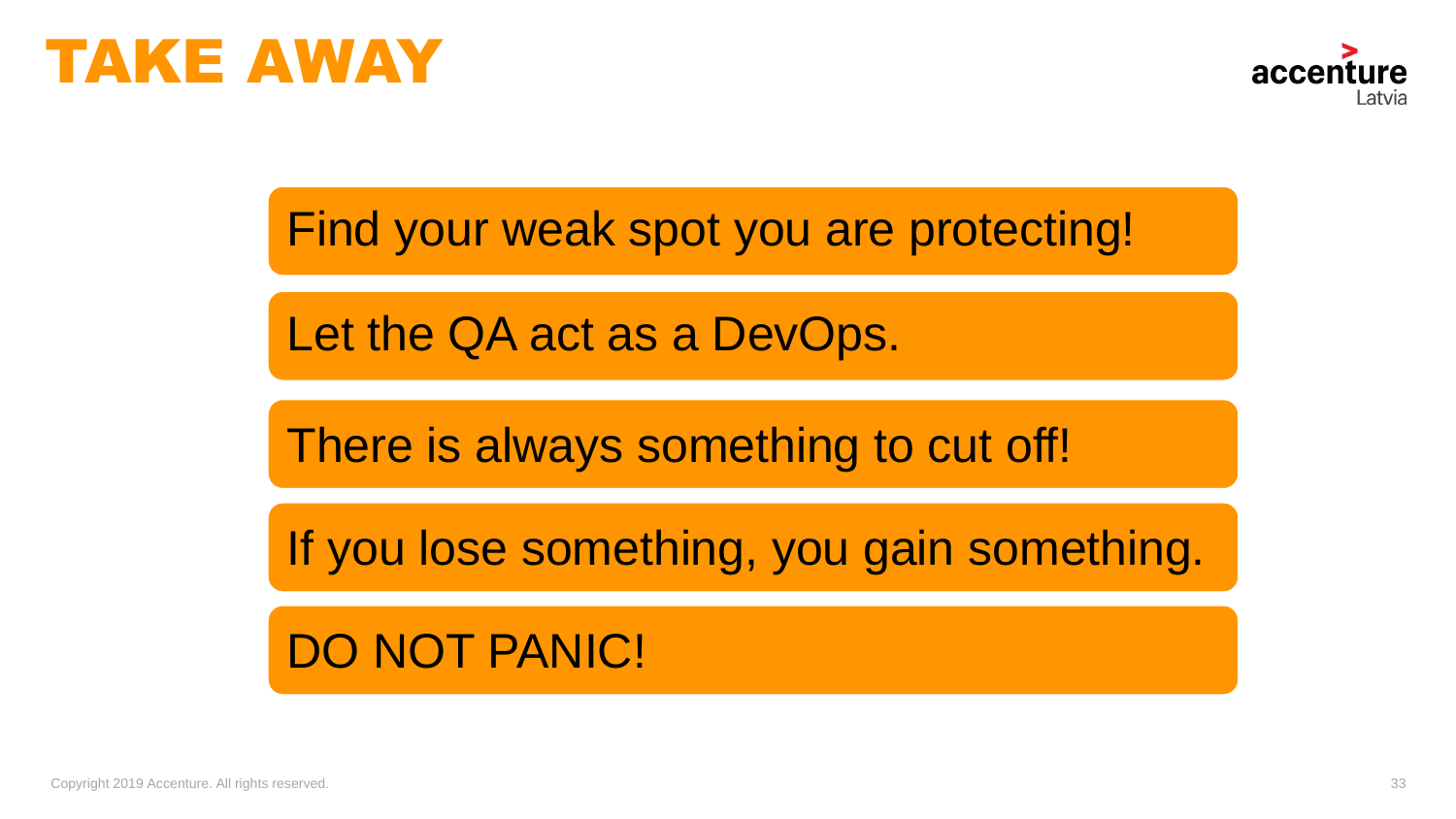# TAKE AWAY

- Find your weak spot you are protecting!
- Let the QA act as a DevOps.
- There is always something to cut off!
- If you lose something, you gain something.
- DO NOT PANIC!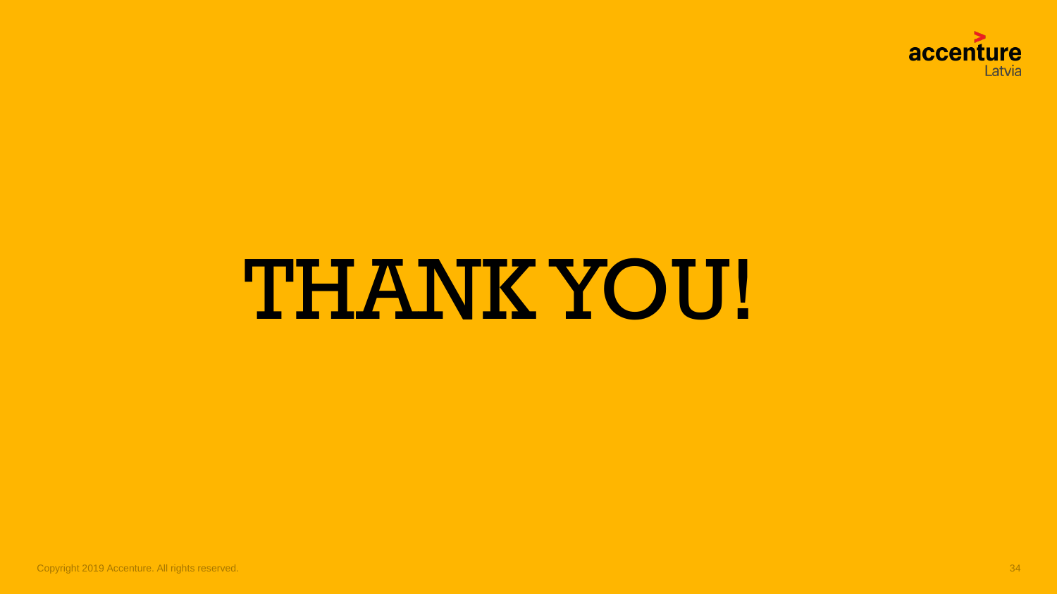# THANK YOU!